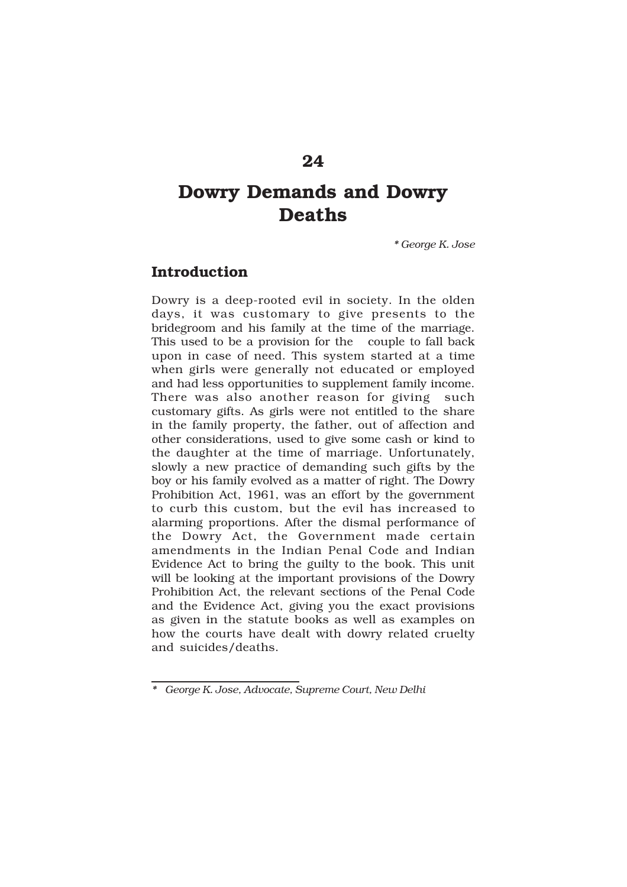## 24

# Dowry Demands and Dowry Deaths

*\* George K. Jose*

## Introduction

Dowry is a deep-rooted evil in society. In the olden days, it was customary to give presents to the bridegroom and his family at the time of the marriage. This used to be a provision for the couple to fall back upon in case of need. This system started at a time when girls were generally not educated or employed and had less opportunities to supplement family income. There was also another reason for giving such customary gifts. As girls were not entitled to the share in the family property, the father, out of affection and other considerations, used to give some cash or kind to the daughter at the time of marriage. Unfortunately, slowly a new practice of demanding such gifts by the boy or his family evolved as a matter of right. The Dowry Prohibition Act, 1961, was an effort by the government to curb this custom, but the evil has increased to alarming proportions. After the dismal performance of the Dowry Act, the Government made certain amendments in the Indian Penal Code and Indian Evidence Act to bring the guilty to the book. This unit will be looking at the important provisions of the Dowry Prohibition Act, the relevant sections of the Penal Code and the Evidence Act, giving you the exact provisions as given in the statute books as well as examples on how the courts have dealt with dowry related cruelty and suicides/deaths.

---

*\* George K. Jose, Advocate, Supreme Court, New Delhi*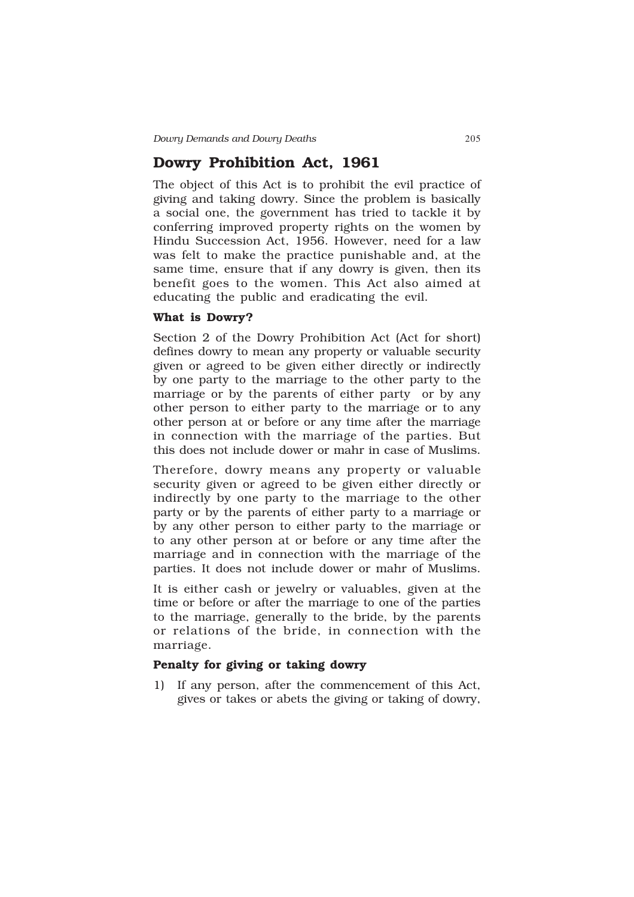## Dowry Prohibition Act, 1961

The object of this Act is to prohibit the evil practice of giving and taking dowry. Since the problem is basically a social one, the government has tried to tackle it by conferring improved property rights on the women by Hindu Succession Act, 1956. However, need for a law was felt to make the practice punishable and, at the same time, ensure that if any dowry is given, then its benefit goes to the women. This Act also aimed at educating the public and eradicating the evil.

### What is Dowry?

Section 2 of the Dowry Prohibition Act (Act for short) defines dowry to mean any property or valuable security given or agreed to be given either directly or indirectly by one party to the marriage to the other party to the marriage or by the parents of either party or by any other person to either party to the marriage or to any other person at or before or any time after the marriage in connection with the marriage of the parties. But this does not include dower or mahr in case of Muslims.

Therefore, dowry means any property or valuable security given or agreed to be given either directly or indirectly by one party to the marriage to the other party or by the parents of either party to a marriage or by any other person to either party to the marriage or to any other person at or before or any time after the marriage and in connection with the marriage of the parties. It does not include dower or mahr of Muslims.

It is either cash or jewelry or valuables, given at the time or before or after the marriage to one of the parties to the marriage, generally to the bride, by the parents or relations of the bride, in connection with the marriage.

### Penalty for giving or taking dowry

1) If any person, after the commencement of this Act, gives or takes or abets the giving or taking of dowry,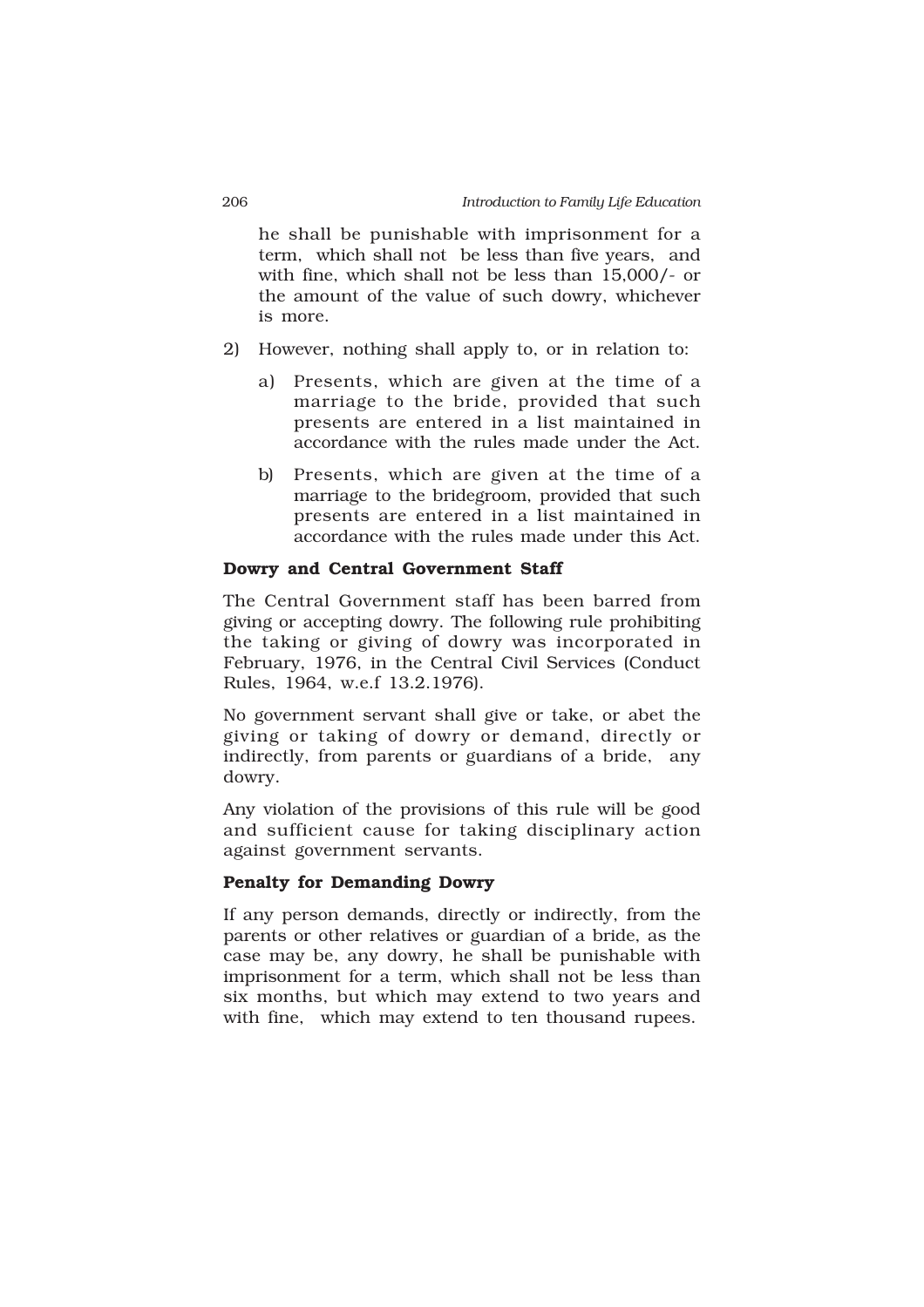he shall be punishable with imprisonment for a term, which shall not be less than five years, and with fine, which shall not be less than 15,000/- or the amount of the value of such dowry, whichever is more.

2) However, nothing shall apply to, or in relation to:

   a) Presents, which are given at the time of a marriage to the bride, provided that such presents are entered in a list maintained in accordance with the rules made under the Act.

   b) Presents, which are given at the time of a marriage to the bridegroom, provided that such presents are entered in a list maintained in accordance with the rules made under this Act.

**Dowry and Central Government Staff**

The Central Government staff has been barred from giving or accepting dowry. The following rule prohibiting the taking or giving of dowry was incorporated in February, 1976, in the Central Civil Services (Conduct Rules, 1964, w.e.f 13.2.1976).

No government servant shall give or take, or abet the giving or taking of dowry or demand, directly or indirectly, from parents or guardians of a bride, any dowry.

Any violation of the provisions of this rule will be good and sufficient cause for taking disciplinary action against government servants.

**Penalty for Demanding Dowry**

If any person demands, directly or indirectly, from the parents or other relatives or guardian of a bride, as the case may be, any dowry, he shall be punishable with imprisonment for a term, which shall not be less than six months, but which may extend to two years and with fine, which may extend to ten thousand rupees.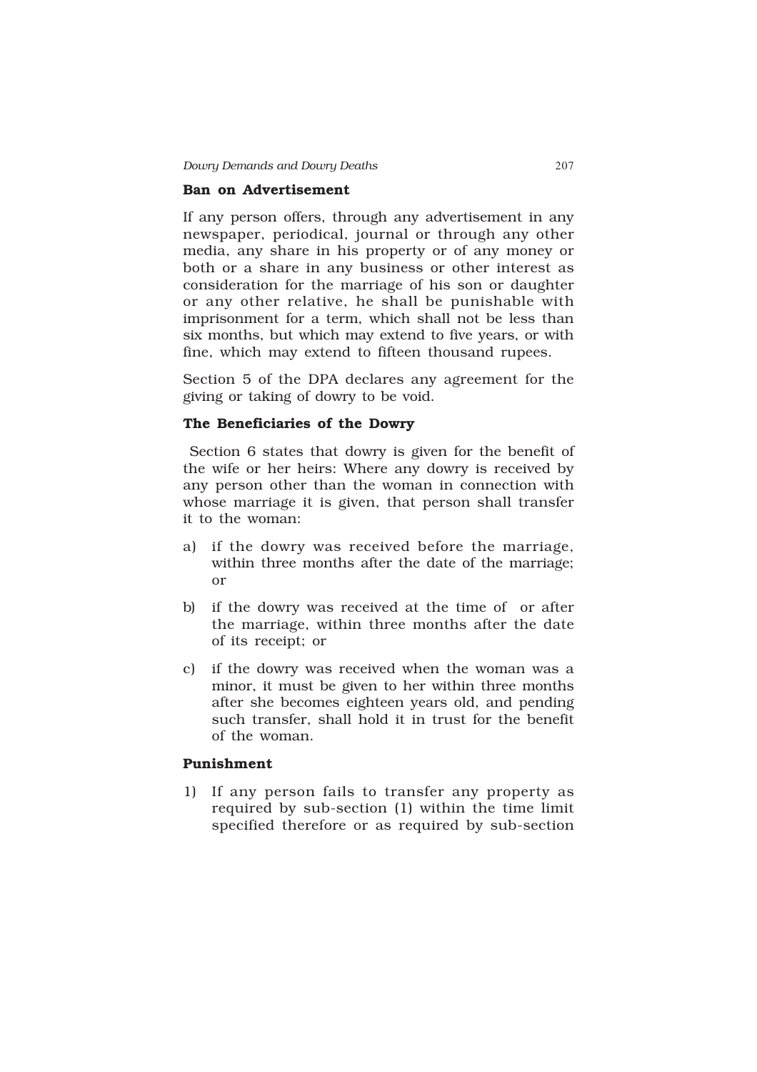### Ban on Advertisement

If any person offers, through any advertisement in any newspaper, periodical, journal or through any other media, any share in his property or of any money or both or a share in any business or other interest as consideration for the marriage of his son or daughter or any other relative, he shall be punishable with imprisonment for a term, which shall not be less than six months, but which may extend to five years, or with fine, which may extend to fifteen thousand rupees.

Section 5 of the DPA declares any agreement for the giving or taking of dowry to be void.

### The Beneficiaries of the Dowry

Section 6 states that dowry is given for the benefit of the wife or her heirs: Where any dowry is received by any person other than the woman in connection with whose marriage it is given, that person shall transfer it to the woman:

a) if the dowry was received before the marriage, within three months after the date of the marriage; or

b) if the dowry was received at the time of or after the marriage, within three months after the date of its receipt; or

c) if the dowry was received when the woman was a minor, it must be given to her within three months after she becomes eighteen years old, and pending such transfer, shall hold it in trust for the benefit of the woman.

### Punishment

1) If any person fails to transfer any property as required by sub-section (1) within the time limit specified therefore or as required by sub-section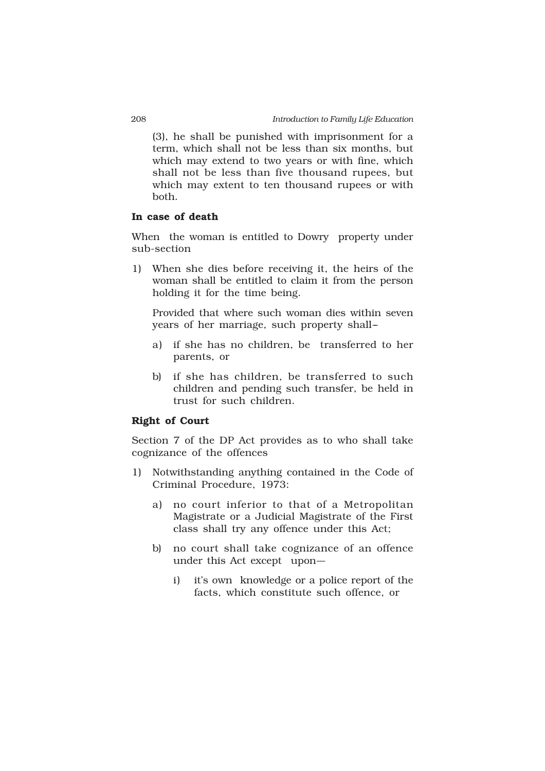(3), he shall be punished with imprisonment for a term, which shall not be less than six months, but which may extend to two years or with fine, which shall not be less than five thousand rupees, but which may extent to ten thousand rupees or with both.

**In case of death**

When the woman is entitled to Dowry property under sub-section

1) When she dies before receiving it, the heirs of the woman shall be entitled to claim it from the person holding it for the time being.

   Provided that where such woman dies within seven years of her marriage, such property shall–

   a) if she has no children, be transferred to her parents, or

   b) if she has children, be transferred to such children and pending such transfer, be held in trust for such children.

**Right of Court**

Section 7 of the DP Act provides as to who shall take cognizance of the offences

1) Notwithstanding anything contained in the Code of Criminal Procedure, 1973:

   a) no court inferior to that of a Metropolitan Magistrate or a Judicial Magistrate of the First class shall try any offence under this Act;

   b) no court shall take cognizance of an offence under this Act except upon—

      i) it's own knowledge or a police report of the facts, which constitute such offence, or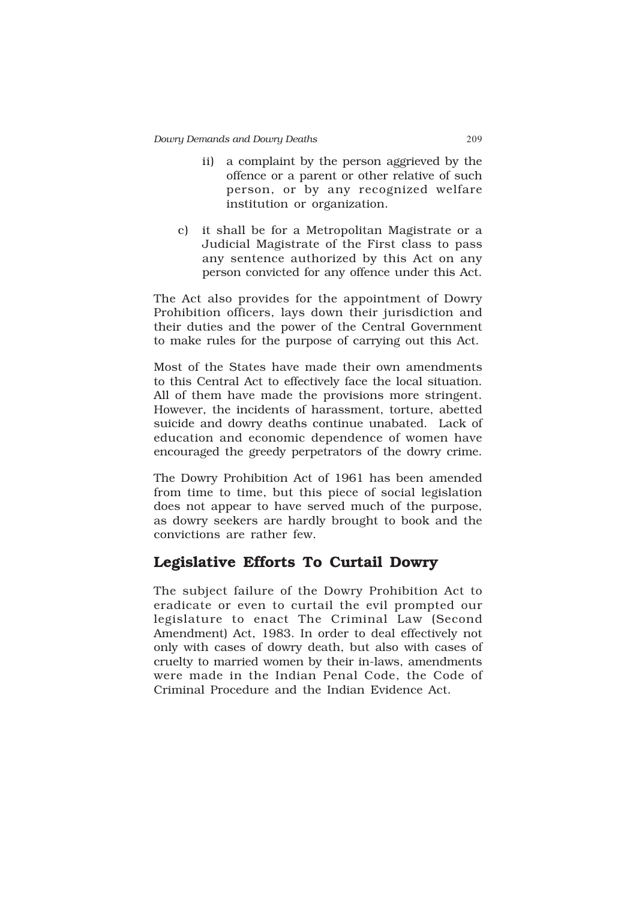ii) a complaint by the person aggrieved by the offence or a parent or other relative of such person, or by any recognized welfare institution or organization.

c) it shall be for a Metropolitan Magistrate or a Judicial Magistrate of the First class to pass any sentence authorized by this Act on any person convicted for any offence under this Act.

The Act also provides for the appointment of Dowry Prohibition officers, lays down their jurisdiction and their duties and the power of the Central Government to make rules for the purpose of carrying out this Act.

Most of the States have made their own amendments to this Central Act to effectively face the local situation. All of them have made the provisions more stringent. However, the incidents of harassment, torture, abetted suicide and dowry deaths continue unabated. Lack of education and economic dependence of women have encouraged the greedy perpetrators of the dowry crime.

The Dowry Prohibition Act of 1961 has been amended from time to time, but this piece of social legislation does not appear to have served much of the purpose, as dowry seekers are hardly brought to book and the convictions are rather few.

## Legislative Efforts To Curtail Dowry

The subject failure of the Dowry Prohibition Act to eradicate or even to curtail the evil prompted our legislature to enact The Criminal Law (Second Amendment) Act, 1983. In order to deal effectively not only with cases of dowry death, but also with cases of cruelty to married women by their in-laws, amendments were made in the Indian Penal Code, the Code of Criminal Procedure and the Indian Evidence Act.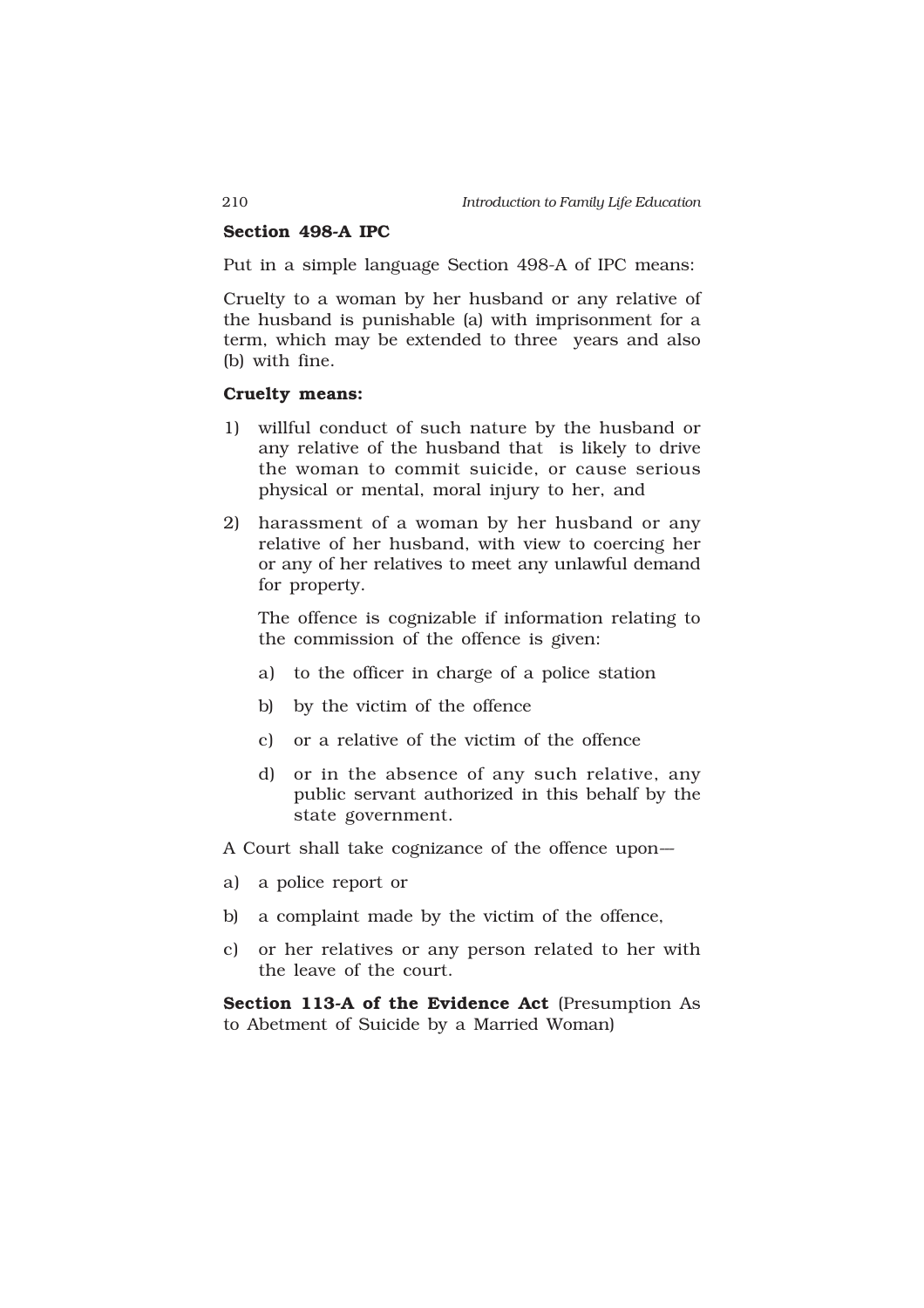**Section 498-A IPC**

Put in a simple language Section 498-A of IPC means:

Cruelty to a woman by her husband or any relative of the husband is punishable (a) with imprisonment for a term, which may be extended to three years and also (b) with fine.

**Cruelty means:**

1) willful conduct of such nature by the husband or any relative of the husband that is likely to drive the woman to commit suicide, or cause serious physical or mental, moral injury to her, and

2) harassment of a woman by her husband or any relative of her husband, with view to coercing her or any of her relatives to meet any unlawful demand for property.

   The offence is cognizable if information relating to the commission of the offence is given:

   a) to the officer in charge of a police station

   b) by the victim of the offence

   c) or a relative of the victim of the offence

   d) or in the absence of any such relative, any public servant authorized in this behalf by the state government.

A Court shall take cognizance of the offence upon—

a) a police report or

b) a complaint made by the victim of the offence,

c) or her relatives or any person related to her with the leave of the court.

**Section 113-A of the Evidence Act** (Presumption As to Abetment of Suicide by a Married Woman)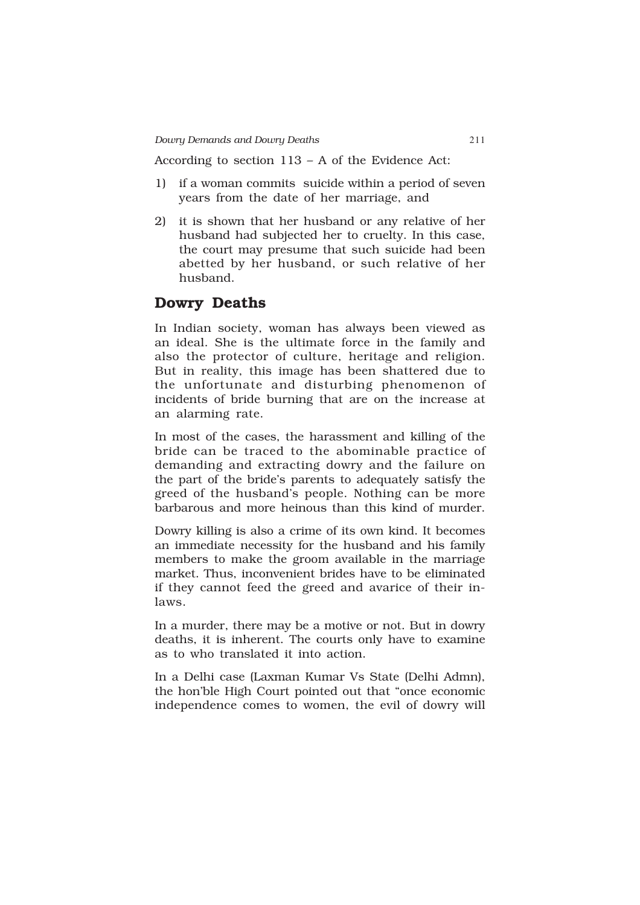According to section 113 – A of the Evidence Act:

1) if a woman commits suicide within a period of seven years from the date of her marriage, and

2) it is shown that her husband or any relative of her husband had subjected her to cruelty. In this case, the court may presume that such suicide had been abetted by her husband, or such relative of her husband.

## Dowry Deaths

In Indian society, woman has always been viewed as an ideal. She is the ultimate force in the family and also the protector of culture, heritage and religion. But in reality, this image has been shattered due to the unfortunate and disturbing phenomenon of incidents of bride burning that are on the increase at an alarming rate.

In most of the cases, the harassment and killing of the bride can be traced to the abominable practice of demanding and extracting dowry and the failure on the part of the bride's parents to adequately satisfy the greed of the husband's people. Nothing can be more barbarous and more heinous than this kind of murder.

Dowry killing is also a crime of its own kind. It becomes an immediate necessity for the husband and his family members to make the groom available in the marriage market. Thus, inconvenient brides have to be eliminated if they cannot feed the greed and avarice of their in-laws.

In a murder, there may be a motive or not. But in dowry deaths, it is inherent. The courts only have to examine as to who translated it into action.

In a Delhi case (Laxman Kumar Vs State (Delhi Admn), the hon'ble High Court pointed out that "once economic independence comes to women, the evil of dowry will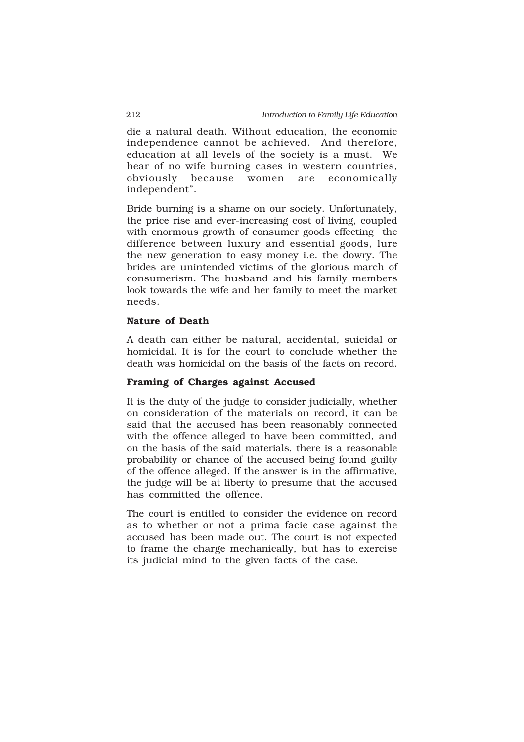die a natural death. Without education, the economic independence cannot be achieved. And therefore, education at all levels of the society is a must. We hear of no wife burning cases in western countries, obviously because women are economically independent".

Bride burning is a shame on our society. Unfortunately, the price rise and ever-increasing cost of living, coupled with enormous growth of consumer goods effecting the difference between luxury and essential goods, lure the new generation to easy money i.e. the dowry. The brides are unintended victims of the glorious march of consumerism. The husband and his family members look towards the wife and her family to meet the market needs.

### Nature of Death

A death can either be natural, accidental, suicidal or homicidal. It is for the court to conclude whether the death was homicidal on the basis of the facts on record.

### Framing of Charges against Accused

It is the duty of the judge to consider judicially, whether on consideration of the materials on record, it can be said that the accused has been reasonably connected with the offence alleged to have been committed, and on the basis of the said materials, there is a reasonable probability or chance of the accused being found guilty of the offence alleged. If the answer is in the affirmative, the judge will be at liberty to presume that the accused has committed the offence.

The court is entitled to consider the evidence on record as to whether or not a prima facie case against the accused has been made out. The court is not expected to frame the charge mechanically, but has to exercise its judicial mind to the given facts of the case.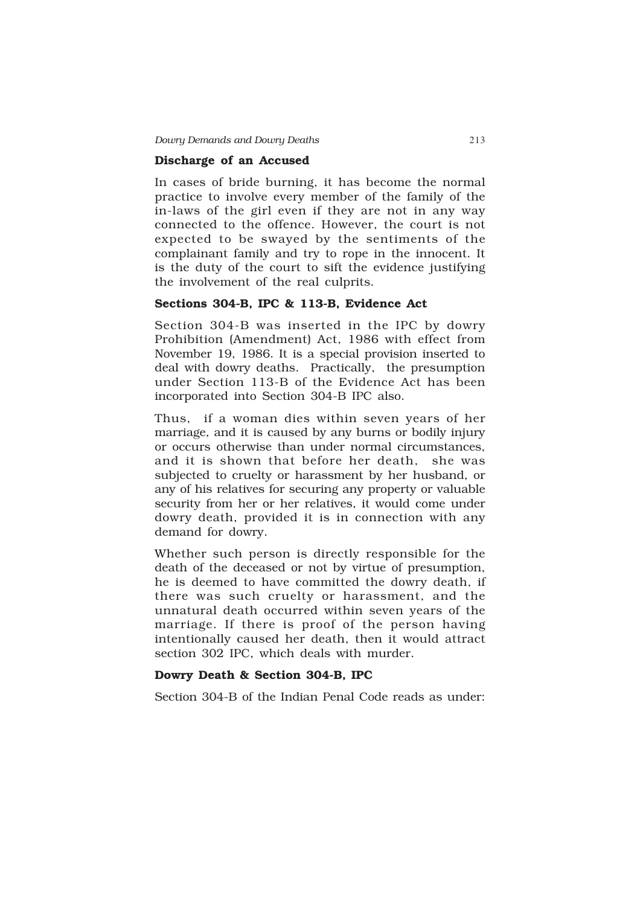### Discharge of an Accused

In cases of bride burning, it has become the normal practice to involve every member of the family of the in-laws of the girl even if they are not in any way connected to the offence. However, the court is not expected to be swayed by the sentiments of the complainant family and try to rope in the innocent. It is the duty of the court to sift the evidence justifying the involvement of the real culprits.

### Sections 304-B, IPC & 113-B, Evidence Act

Section 304-B was inserted in the IPC by dowry Prohibition (Amendment) Act, 1986 with effect from November 19, 1986. It is a special provision inserted to deal with dowry deaths. Practically, the presumption under Section 113-B of the Evidence Act has been incorporated into Section 304-B IPC also.

Thus, if a woman dies within seven years of her marriage, and it is caused by any burns or bodily injury or occurs otherwise than under normal circumstances, and it is shown that before her death, she was subjected to cruelty or harassment by her husband, or any of his relatives for securing any property or valuable security from her or her relatives, it would come under dowry death, provided it is in connection with any demand for dowry.

Whether such person is directly responsible for the death of the deceased or not by virtue of presumption, he is deemed to have committed the dowry death, if there was such cruelty or harassment, and the unnatural death occurred within seven years of the marriage. If there is proof of the person having intentionally caused her death, then it would attract section 302 IPC, which deals with murder.

### Dowry Death & Section 304-B, IPC

Section 304-B of the Indian Penal Code reads as under: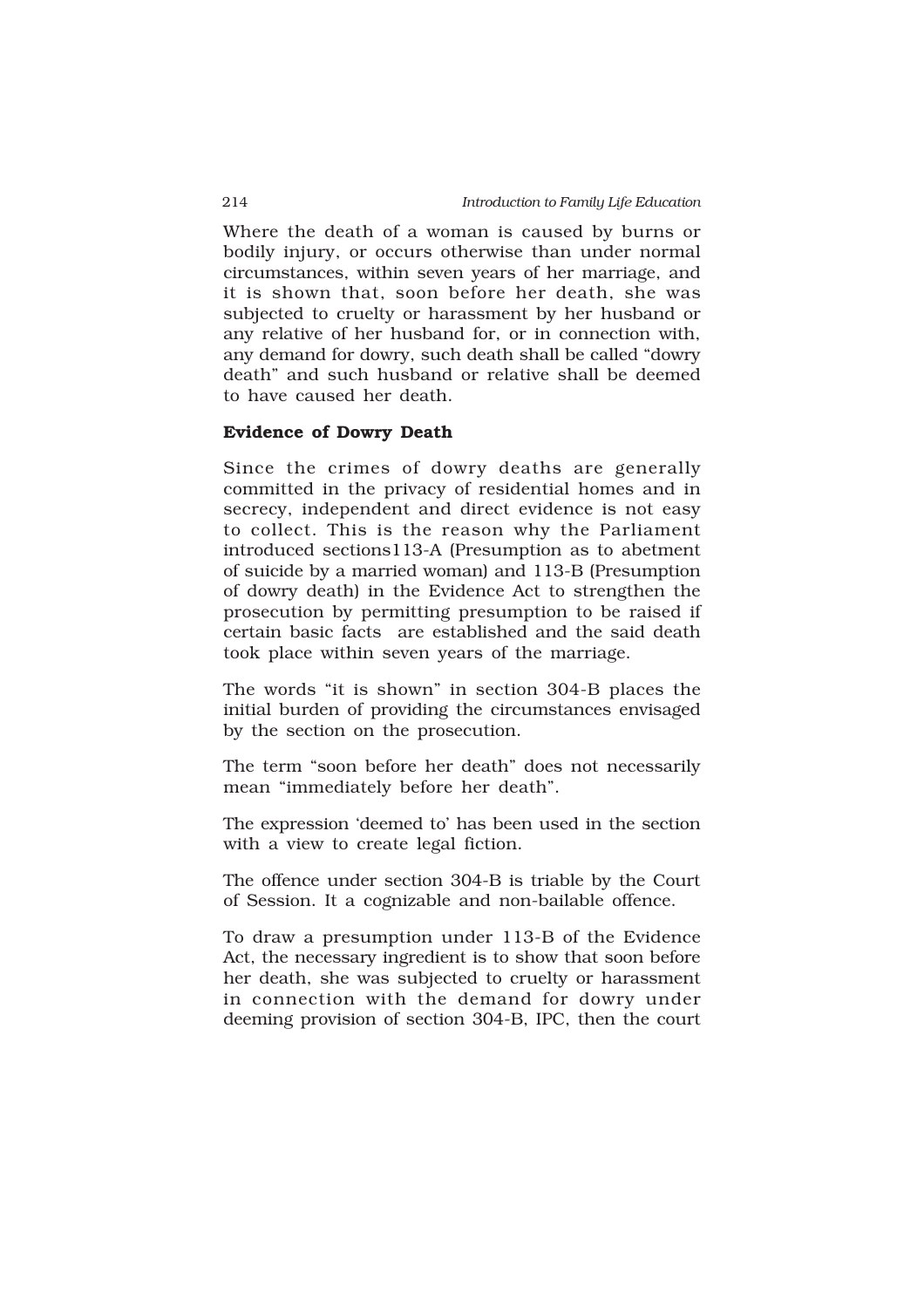Where the death of a woman is caused by burns or bodily injury, or occurs otherwise than under normal circumstances, within seven years of her marriage, and it is shown that, soon before her death, she was subjected to cruelty or harassment by her husband or any relative of her husband for, or in connection with, any demand for dowry, such death shall be called "dowry death" and such husband or relative shall be deemed to have caused her death.

**Evidence of Dowry Death**

Since the crimes of dowry deaths are generally committed in the privacy of residential homes and in secrecy, independent and direct evidence is not easy to collect. This is the reason why the Parliament introduced sections113-A (Presumption as to abetment of suicide by a married woman) and 113-B (Presumption of dowry death) in the Evidence Act to strengthen the prosecution by permitting presumption to be raised if certain basic facts are established and the said death took place within seven years of the marriage.

The words "it is shown" in section 304-B places the initial burden of providing the circumstances envisaged by the section on the prosecution.

The term "soon before her death" does not necessarily mean "immediately before her death".

The expression 'deemed to' has been used in the section with a view to create legal fiction.

The offence under section 304-B is triable by the Court of Session. It a cognizable and non-bailable offence.

To draw a presumption under 113-B of the Evidence Act, the necessary ingredient is to show that soon before her death, she was subjected to cruelty or harassment in connection with the demand for dowry under deeming provision of section 304-B, IPC, then the court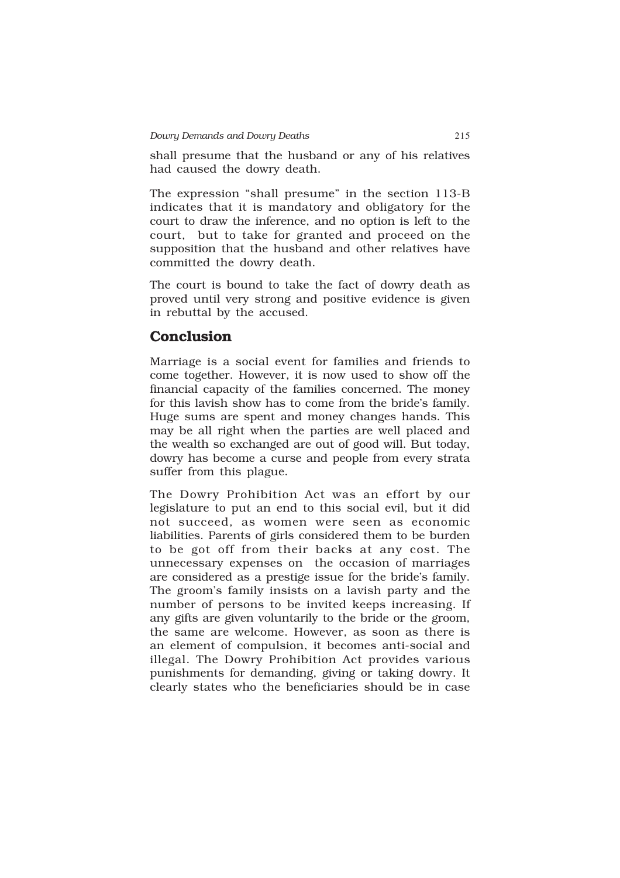shall presume that the husband or any of his relatives had caused the dowry death.

The expression "shall presume" in the section 113-B indicates that it is mandatory and obligatory for the court to draw the inference, and no option is left to the court, but to take for granted and proceed on the supposition that the husband and other relatives have committed the dowry death.

The court is bound to take the fact of dowry death as proved until very strong and positive evidence is given in rebuttal by the accused.

## Conclusion

Marriage is a social event for families and friends to come together. However, it is now used to show off the financial capacity of the families concerned. The money for this lavish show has to come from the bride's family. Huge sums are spent and money changes hands. This may be all right when the parties are well placed and the wealth so exchanged are out of good will. But today, dowry has become a curse and people from every strata suffer from this plague.

The Dowry Prohibition Act was an effort by our legislature to put an end to this social evil, but it did not succeed, as women were seen as economic liabilities. Parents of girls considered them to be burden to be got off from their backs at any cost. The unnecessary expenses on the occasion of marriages are considered as a prestige issue for the bride's family. The groom's family insists on a lavish party and the number of persons to be invited keeps increasing. If any gifts are given voluntarily to the bride or the groom, the same are welcome. However, as soon as there is an element of compulsion, it becomes anti-social and illegal. The Dowry Prohibition Act provides various punishments for demanding, giving or taking dowry. It clearly states who the beneficiaries should be in case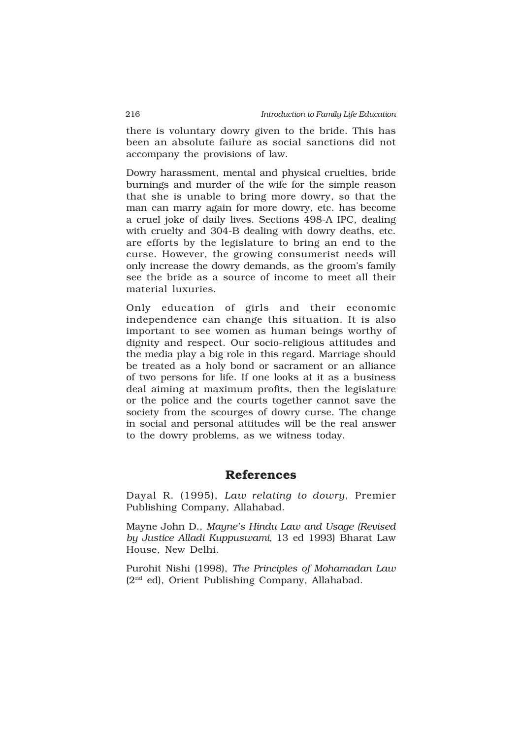there is voluntary dowry given to the bride. This has been an absolute failure as social sanctions did not accompany the provisions of law.

Dowry harassment, mental and physical cruelties, bride burnings and murder of the wife for the simple reason that she is unable to bring more dowry, so that the man can marry again for more dowry, etc. has become a cruel joke of daily lives. Sections 498-A IPC, dealing with cruelty and 304-B dealing with dowry deaths, etc. are efforts by the legislature to bring an end to the curse. However, the growing consumerist needs will only increase the dowry demands, as the groom's family see the bride as a source of income to meet all their material luxuries.

Only education of girls and their economic independence can change this situation. It is also important to see women as human beings worthy of dignity and respect. Our socio-religious attitudes and the media play a big role in this regard. Marriage should be treated as a holy bond or sacrament or an alliance of two persons for life. If one looks at it as a business deal aiming at maximum profits, then the legislature or the police and the courts together cannot save the society from the scourges of dowry curse. The change in social and personal attitudes will be the real answer to the dowry problems, as we witness today.

## References

Dayal R. (1995), *Law relating to dowry*, Premier Publishing Company, Allahabad.

Mayne John D., *Mayne's Hindu Law and Usage (Revised by Justice Alladi Kuppuswami,* 13 ed 1993) Bharat Law House, New Delhi.

Purohit Nishi (1998), *The Principles of Mohamadan Law* (2nd ed), Orient Publishing Company, Allahabad.